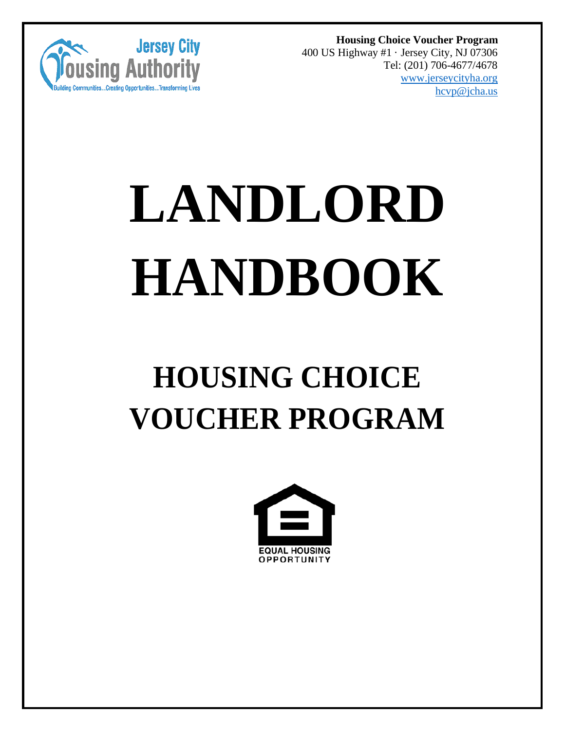**Housing Choice Voucher Program**
400 US Highway #1 · Jersey City, NJ 07306
Tel: (201) 706-4677/4678
www.jerseycityha.org
hcvp@jcha.us

# LANDLORD HANDBOOK

## HOUSING CHOICE VOUCHER PROGRAM

EQUAL HOUSING OPPORTUNITY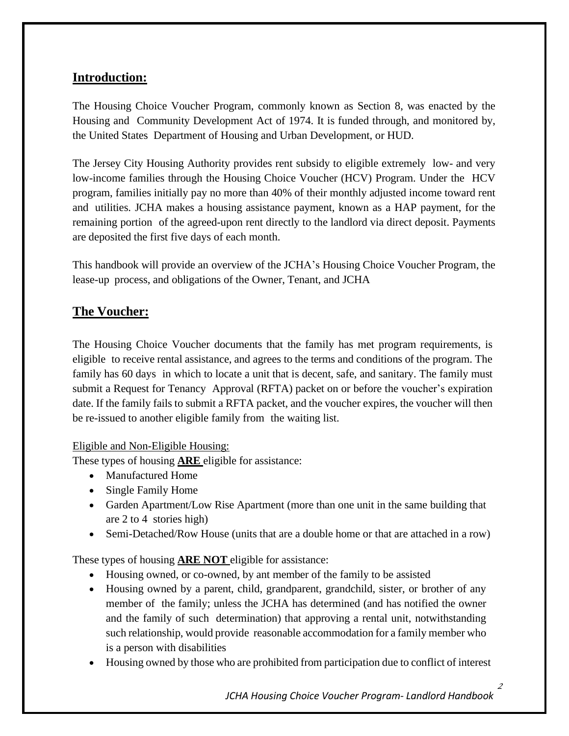## **Introduction:**

The Housing Choice Voucher Program, commonly known as Section 8, was enacted by the Housing and Community Development Act of 1974. It is funded through, and monitored by, the United States Department of Housing and Urban Development, or HUD.

The Jersey City Housing Authority provides rent subsidy to eligible extremely low- and very low-income families through the Housing Choice Voucher (HCV) Program. Under the HCV program, families initially pay no more than 40% of their monthly adjusted income toward rent and utilities. JCHA makes a housing assistance payment, known as a HAP payment, for the remaining portion of the agreed-upon rent directly to the landlord via direct deposit. Payments are deposited the first five days of each month.

This handbook will provide an overview of the JCHA's Housing Choice Voucher Program, the lease-up process, and obligations of the Owner, Tenant, and JCHA

## **The Voucher:**

The Housing Choice Voucher documents that the family has met program requirements, is eligible to receive rental assistance, and agrees to the terms and conditions of the program. The family has 60 days in which to locate a unit that is decent, safe, and sanitary. The family must submit a Request for Tenancy Approval (RFTA) packet on or before the voucher's expiration date. If the family fails to submit a RFTA packet, and the voucher expires, the voucher will then be re-issued to another eligible family from the waiting list.

Eligible and Non-Eligible Housing:

These types of housing **ARE** eligible for assistance:

- Manufactured Home
- Single Family Home
- Garden Apartment/Low Rise Apartment (more than one unit in the same building that are 2 to 4 stories high)
- Semi-Detached/Row House (units that are a double home or that are attached in a row)

These types of housing **ARE NOT** eligible for assistance:

- Housing owned, or co-owned, by ant member of the family to be assisted
- Housing owned by a parent, child, grandparent, grandchild, sister, or brother of any member of the family; unless the JCHA has determined (and has notified the owner and the family of such determination) that approving a rental unit, notwithstanding such relationship, would provide reasonable accommodation for a family member who is a person with disabilities
- Housing owned by those who are prohibited from participation due to conflict of interest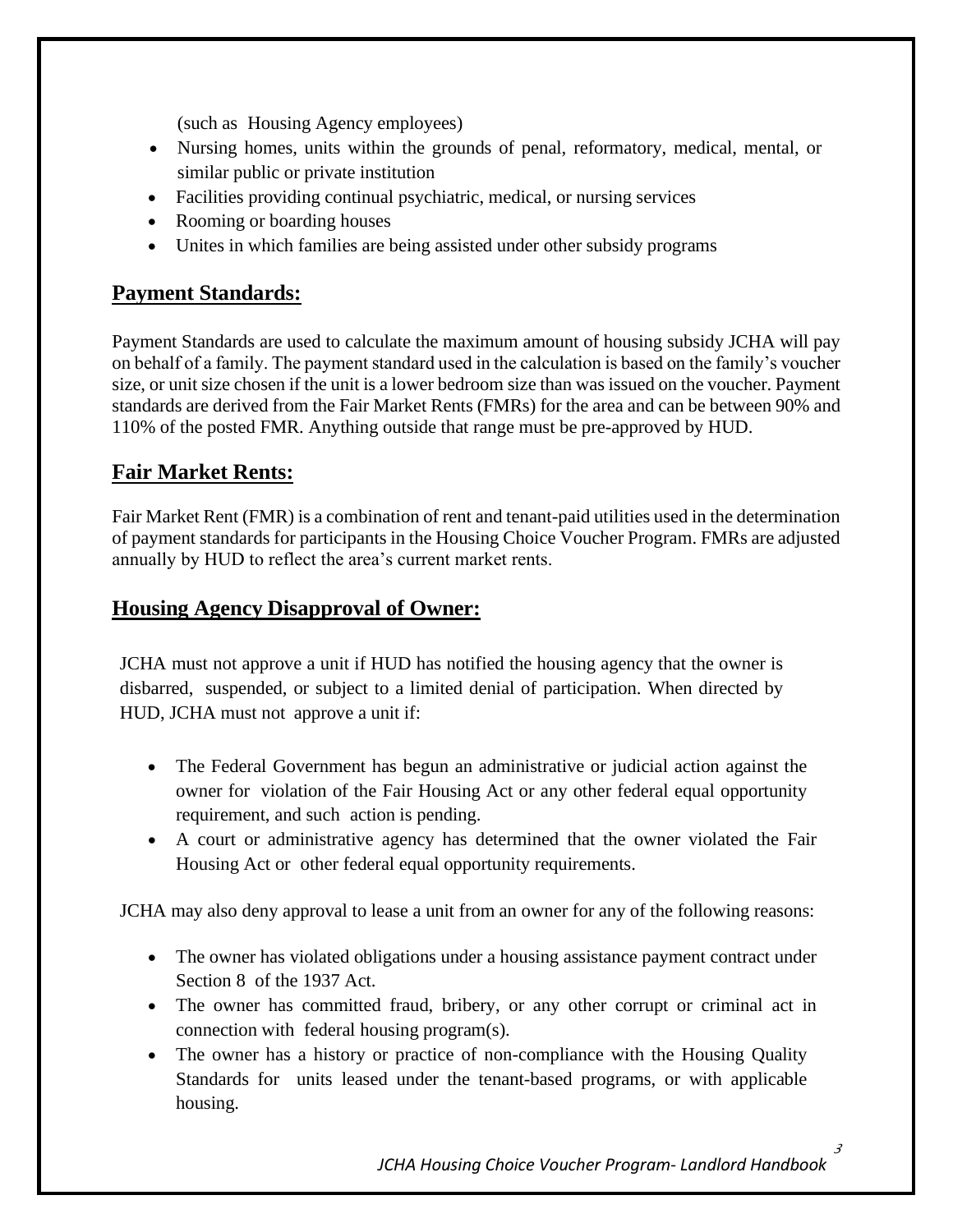(such as Housing Agency employees)

- Nursing homes, units within the grounds of penal, reformatory, medical, mental, or similar public or private institution
- Facilities providing continual psychiatric, medical, or nursing services
- Rooming or boarding houses
- Unites in which families are being assisted under other subsidy programs

## Payment Standards:

Payment Standards are used to calculate the maximum amount of housing subsidy JCHA will pay on behalf of a family. The payment standard used in the calculation is based on the family's voucher size, or unit size chosen if the unit is a lower bedroom size than was issued on the voucher. Payment standards are derived from the Fair Market Rents (FMRs) for the area and can be between 90% and 110% of the posted FMR. Anything outside that range must be pre-approved by HUD.

## Fair Market Rents:

Fair Market Rent (FMR) is a combination of rent and tenant-paid utilities used in the determination of payment standards for participants in the Housing Choice Voucher Program. FMRs are adjusted annually by HUD to reflect the area's current market rents.

## Housing Agency Disapproval of Owner:

JCHA must not approve a unit if HUD has notified the housing agency that the owner is disbarred, suspended, or subject to a limited denial of participation. When directed by HUD, JCHA must not approve a unit if:

- The Federal Government has begun an administrative or judicial action against the owner for violation of the Fair Housing Act or any other federal equal opportunity requirement, and such action is pending.
- A court or administrative agency has determined that the owner violated the Fair Housing Act or other federal equal opportunity requirements.

JCHA may also deny approval to lease a unit from an owner for any of the following reasons:

- The owner has violated obligations under a housing assistance payment contract under Section 8 of the 1937 Act.
- The owner has committed fraud, bribery, or any other corrupt or criminal act in connection with federal housing program(s).
- The owner has a history or practice of non-compliance with the Housing Quality Standards for units leased under the tenant-based programs, or with applicable housing.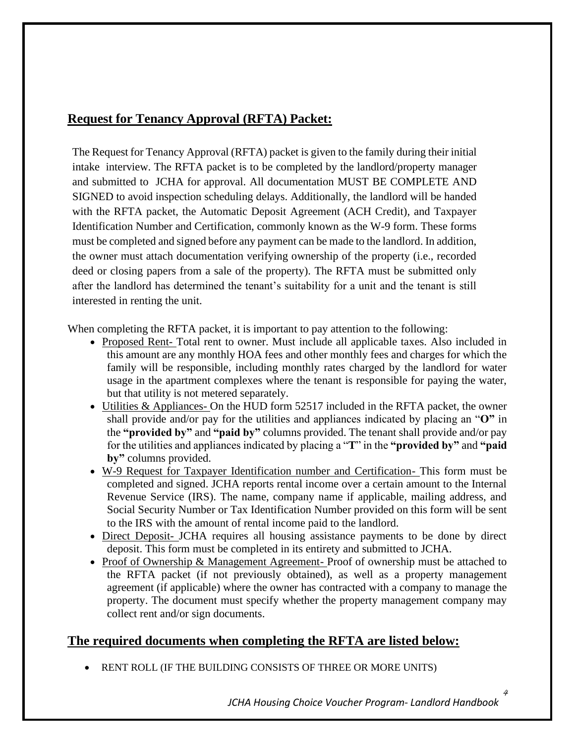## Request for Tenancy Approval (RFTA) Packet:

The Request for Tenancy Approval (RFTA) packet is given to the family during their initial intake interview. The RFTA packet is to be completed by the landlord/property manager and submitted to JCHA for approval. All documentation MUST BE COMPLETE AND SIGNED to avoid inspection scheduling delays. Additionally, the landlord will be handed with the RFTA packet, the Automatic Deposit Agreement (ACH Credit), and Taxpayer Identification Number and Certification, commonly known as the W-9 form. These forms must be completed and signed before any payment can be made to the landlord. In addition, the owner must attach documentation verifying ownership of the property (i.e., recorded deed or closing papers from a sale of the property). The RFTA must be submitted only after the landlord has determined the tenant's suitability for a unit and the tenant is still interested in renting the unit.

When completing the RFTA packet, it is important to pay attention to the following:

- Proposed Rent- Total rent to owner. Must include all applicable taxes. Also included in this amount are any monthly HOA fees and other monthly fees and charges for which the family will be responsible, including monthly rates charged by the landlord for water usage in the apartment complexes where the tenant is responsible for paying the water, but that utility is not metered separately.
- Utilities & Appliances- On the HUD form 52517 included in the RFTA packet, the owner shall provide and/or pay for the utilities and appliances indicated by placing an "**O"** in the **"provided by"** and **"paid by"** columns provided. The tenant shall provide and/or pay for the utilities and appliances indicated by placing a "**T**" in the **"provided by"** and **"paid by"** columns provided.
- W-9 Request for Taxpayer Identification number and Certification- This form must be completed and signed. JCHA reports rental income over a certain amount to the Internal Revenue Service (IRS). The name, company name if applicable, mailing address, and Social Security Number or Tax Identification Number provided on this form will be sent to the IRS with the amount of rental income paid to the landlord.
- Direct Deposit- JCHA requires all housing assistance payments to be done by direct deposit. This form must be completed in its entirety and submitted to JCHA.
- Proof of Ownership & Management Agreement- Proof of ownership must be attached to the RFTA packet (if not previously obtained), as well as a property management agreement (if applicable) where the owner has contracted with a company to manage the property. The document must specify whether the property management company may collect rent and/or sign documents.

## The required documents when completing the RFTA are listed below:

- RENT ROLL (IF THE BUILDING CONSISTS OF THREE OR MORE UNITS)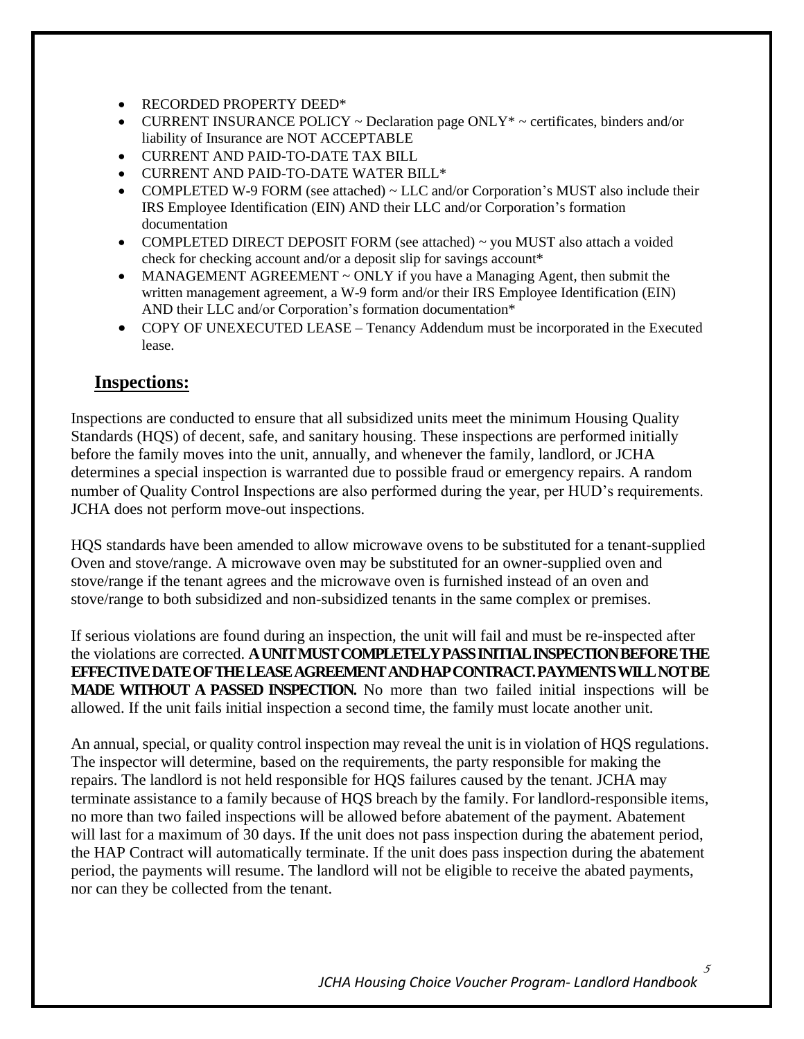- RECORDED PROPERTY DEED*
- CURRENT INSURANCE POLICY ~ Declaration page ONLY* ~ certificates, binders and/or liability of Insurance are NOT ACCEPTABLE
- CURRENT AND PAID-TO-DATE TAX BILL
- CURRENT AND PAID-TO-DATE WATER BILL*
- COMPLETED W-9 FORM (see attached) ~ LLC and/or Corporation's MUST also include their IRS Employee Identification (EIN) AND their LLC and/or Corporation's formation documentation
- COMPLETED DIRECT DEPOSIT FORM (see attached) ~ you MUST also attach a voided check for checking account and/or a deposit slip for savings account*
- MANAGEMENT AGREEMENT ~ ONLY if you have a Managing Agent, then submit the written management agreement, a W-9 form and/or their IRS Employee Identification (EIN) AND their LLC and/or Corporation's formation documentation*
- COPY OF UNEXECUTED LEASE – Tenancy Addendum must be incorporated in the Executed lease.

## Inspections:

Inspections are conducted to ensure that all subsidized units meet the minimum Housing Quality Standards (HQS) of decent, safe, and sanitary housing. These inspections are performed initially before the family moves into the unit, annually, and whenever the family, landlord, or JCHA determines a special inspection is warranted due to possible fraud or emergency repairs. A random number of Quality Control Inspections are also performed during the year, per HUD's requirements. JCHA does not perform move-out inspections.

HQS standards have been amended to allow microwave ovens to be substituted for a tenant-supplied Oven and stove/range. A microwave oven may be substituted for an owner-supplied oven and stove/range if the tenant agrees and the microwave oven is furnished instead of an oven and stove/range to both subsidized and non-subsidized tenants in the same complex or premises.

If serious violations are found during an inspection, the unit will fail and must be re-inspected after the violations are corrected. **A UNIT MUST COMPLETELY PASS INITIAL INSPECTION BEFORE THE EFFECTIVE DATE OF THE LEASE AGREEMENT AND HAP CONTRACT. PAYMENTS WILL NOT BE MADE WITHOUT A PASSED INSPECTION.** No more than two failed initial inspections will be allowed. If the unit fails initial inspection a second time, the family must locate another unit.

An annual, special, or quality control inspection may reveal the unit is in violation of HQS regulations. The inspector will determine, based on the requirements, the party responsible for making the repairs. The landlord is not held responsible for HQS failures caused by the tenant. JCHA may terminate assistance to a family because of HQS breach by the family. For landlord-responsible items, no more than two failed inspections will be allowed before abatement of the payment. Abatement will last for a maximum of 30 days. If the unit does not pass inspection during the abatement period, the HAP Contract will automatically terminate. If the unit does pass inspection during the abatement period, the payments will resume. The landlord will not be eligible to receive the abated payments, nor can they be collected from the tenant.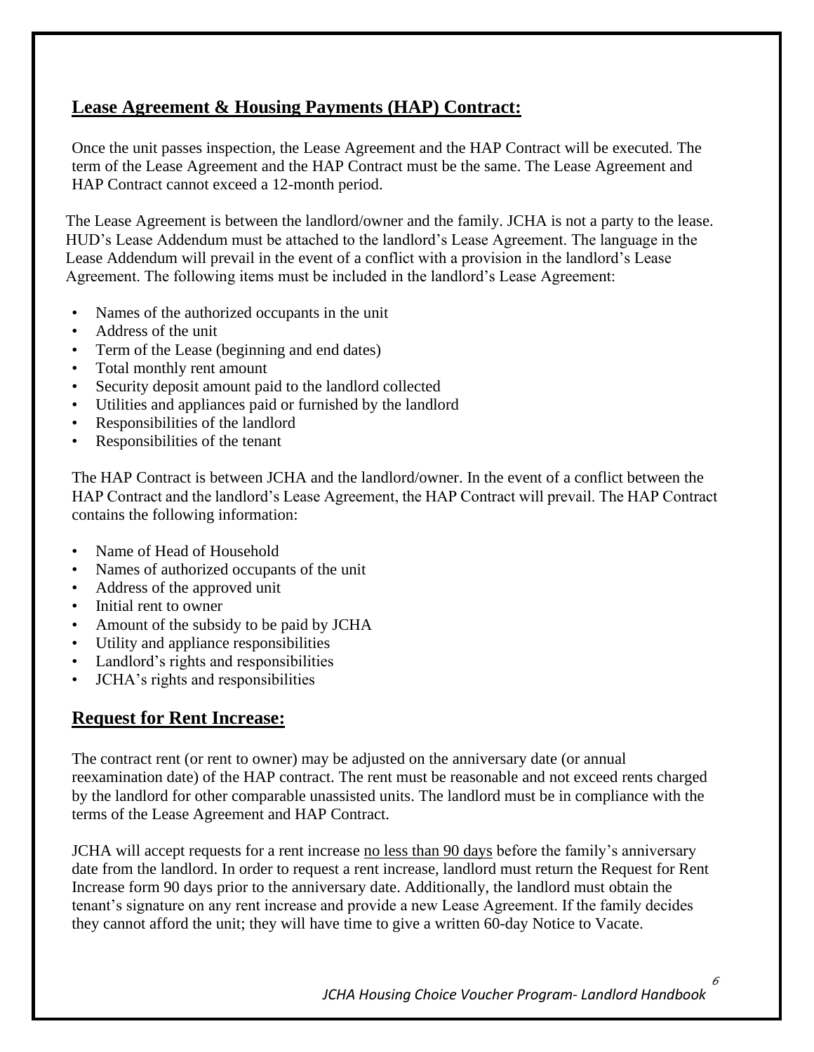## Lease Agreement & Housing Payments (HAP) Contract:

Once the unit passes inspection, the Lease Agreement and the HAP Contract will be executed. The term of the Lease Agreement and the HAP Contract must be the same. The Lease Agreement and HAP Contract cannot exceed a 12-month period.

The Lease Agreement is between the landlord/owner and the family. JCHA is not a party to the lease. HUD's Lease Addendum must be attached to the landlord's Lease Agreement. The language in the Lease Addendum will prevail in the event of a conflict with a provision in the landlord's Lease Agreement. The following items must be included in the landlord's Lease Agreement:

- Names of the authorized occupants in the unit
- Address of the unit
- Term of the Lease (beginning and end dates)
- Total monthly rent amount
- Security deposit amount paid to the landlord collected
- Utilities and appliances paid or furnished by the landlord
- Responsibilities of the landlord
- Responsibilities of the tenant

The HAP Contract is between JCHA and the landlord/owner. In the event of a conflict between the HAP Contract and the landlord's Lease Agreement, the HAP Contract will prevail. The HAP Contract contains the following information:

- Name of Head of Household
- Names of authorized occupants of the unit
- Address of the approved unit
- Initial rent to owner
- Amount of the subsidy to be paid by JCHA
- Utility and appliance responsibilities
- Landlord's rights and responsibilities
- JCHA's rights and responsibilities

## Request for Rent Increase:

The contract rent (or rent to owner) may be adjusted on the anniversary date (or annual reexamination date) of the HAP contract. The rent must be reasonable and not exceed rents charged by the landlord for other comparable unassisted units. The landlord must be in compliance with the terms of the Lease Agreement and HAP Contract.

JCHA will accept requests for a rent increase no less than 90 days before the family's anniversary date from the landlord. In order to request a rent increase, landlord must return the Request for Rent Increase form 90 days prior to the anniversary date. Additionally, the landlord must obtain the tenant's signature on any rent increase and provide a new Lease Agreement. If the family decides they cannot afford the unit; they will have time to give a written 60-day Notice to Vacate.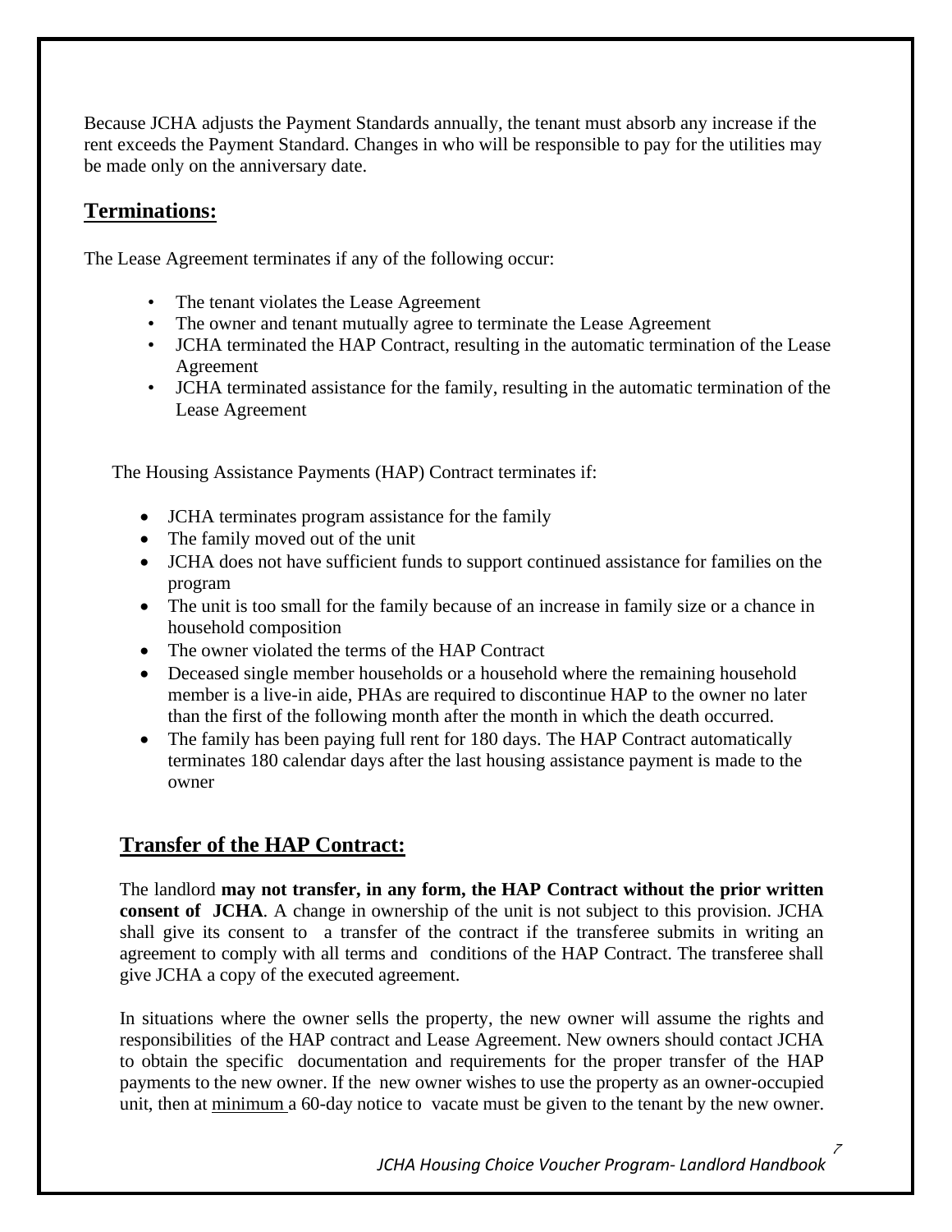Because JCHA adjusts the Payment Standards annually, the tenant must absorb any increase if the rent exceeds the Payment Standard. Changes in who will be responsible to pay for the utilities may be made only on the anniversary date.

## Terminations:

The Lease Agreement terminates if any of the following occur:

- The tenant violates the Lease Agreement
- The owner and tenant mutually agree to terminate the Lease Agreement
- JCHA terminated the HAP Contract, resulting in the automatic termination of the Lease Agreement
- JCHA terminated assistance for the family, resulting in the automatic termination of the Lease Agreement

The Housing Assistance Payments (HAP) Contract terminates if:

- JCHA terminates program assistance for the family
- The family moved out of the unit
- JCHA does not have sufficient funds to support continued assistance for families on the program
- The unit is too small for the family because of an increase in family size or a chance in household composition
- The owner violated the terms of the HAP Contract
- Deceased single member households or a household where the remaining household member is a live-in aide, PHAs are required to discontinue HAP to the owner no later than the first of the following month after the month in which the death occurred.
- The family has been paying full rent for 180 days. The HAP Contract automatically terminates 180 calendar days after the last housing assistance payment is made to the owner

## Transfer of the HAP Contract:

The landlord **may not transfer, in any form, the HAP Contract without the prior written consent of JCHA**. A change in ownership of the unit is not subject to this provision. JCHA shall give its consent to a transfer of the contract if the transferee submits in writing an agreement to comply with all terms and conditions of the HAP Contract. The transferee shall give JCHA a copy of the executed agreement.

In situations where the owner sells the property, the new owner will assume the rights and responsibilities of the HAP contract and Lease Agreement. New owners should contact JCHA to obtain the specific documentation and requirements for the proper transfer of the HAP payments to the new owner. If the new owner wishes to use the property as an owner-occupied unit, then at minimum a 60-day notice to vacate must be given to the tenant by the new owner.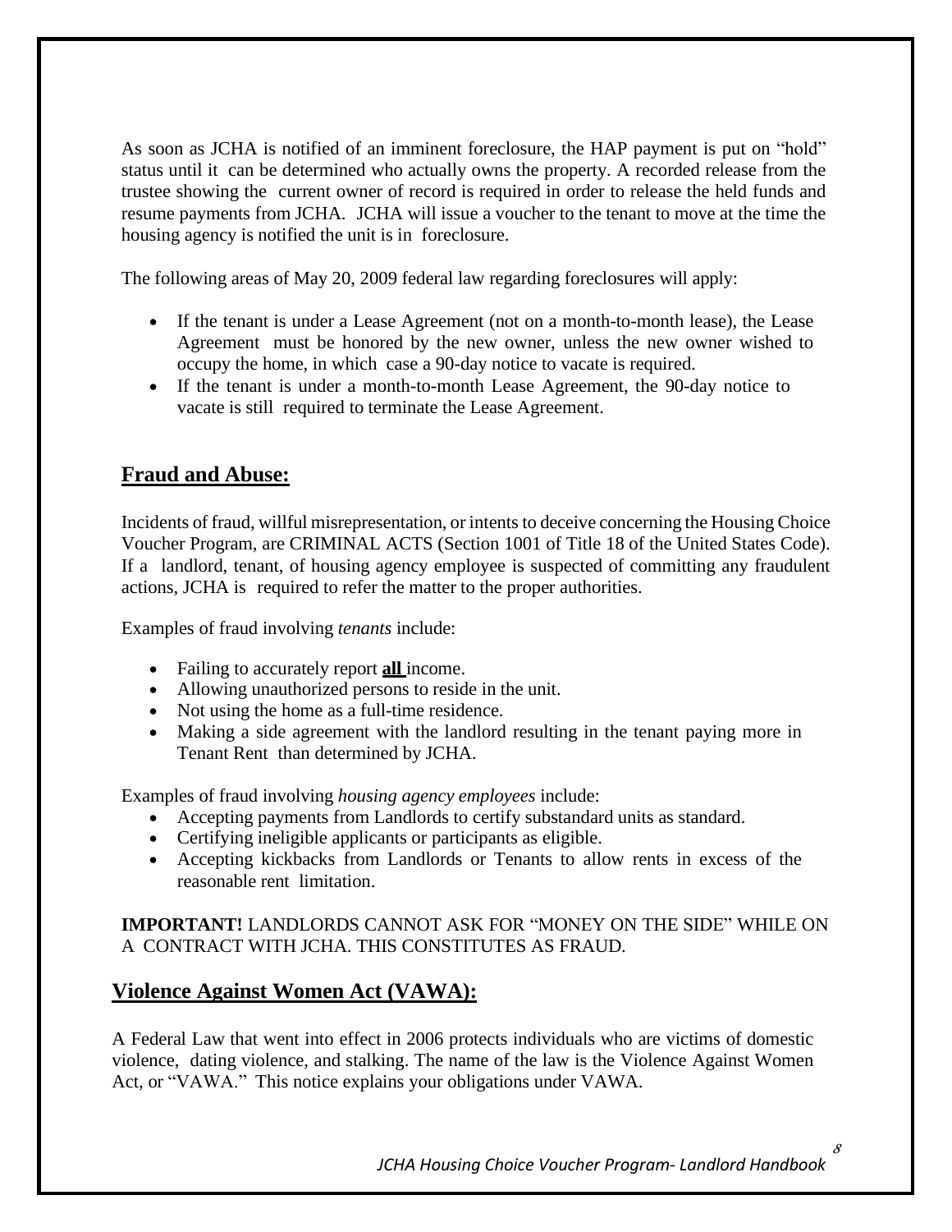As soon as JCHA is notified of an imminent foreclosure, the HAP payment is put on "hold" status until it can be determined who actually owns the property. A recorded release from the trustee showing the current owner of record is required in order to release the held funds and resume payments from JCHA. JCHA will issue a voucher to the tenant to move at the time the housing agency is notified the unit is in foreclosure.

The following areas of May 20, 2009 federal law regarding foreclosures will apply:

- If the tenant is under a Lease Agreement (not on a month-to-month lease), the Lease Agreement must be honored by the new owner, unless the new owner wished to occupy the home, in which case a 90-day notice to vacate is required.
- If the tenant is under a month-to-month Lease Agreement, the 90-day notice to vacate is still required to terminate the Lease Agreement.

## Fraud and Abuse:

Incidents of fraud, willful misrepresentation, or intents to deceive concerning the Housing Choice Voucher Program, are CRIMINAL ACTS (Section 1001 of Title 18 of the United States Code). If a landlord, tenant, of housing agency employee is suspected of committing any fraudulent actions, JCHA is required to refer the matter to the proper authorities.

Examples of fraud involving *tenants* include:

- Failing to accurately report **all** income.
- Allowing unauthorized persons to reside in the unit.
- Not using the home as a full-time residence.
- Making a side agreement with the landlord resulting in the tenant paying more in Tenant Rent than determined by JCHA.

Examples of fraud involving *housing agency employees* include:

- Accepting payments from Landlords to certify substandard units as standard.
- Certifying ineligible applicants or participants as eligible.
- Accepting kickbacks from Landlords or Tenants to allow rents in excess of the reasonable rent limitation.

**IMPORTANT!** LANDLORDS CANNOT ASK FOR "MONEY ON THE SIDE" WHILE ON A CONTRACT WITH JCHA. THIS CONSTITUTES AS FRAUD.

## Violence Against Women Act (VAWA):

A Federal Law that went into effect in 2006 protects individuals who are victims of domestic violence, dating violence, and stalking. The name of the law is the Violence Against Women Act, or "VAWA." This notice explains your obligations under VAWA.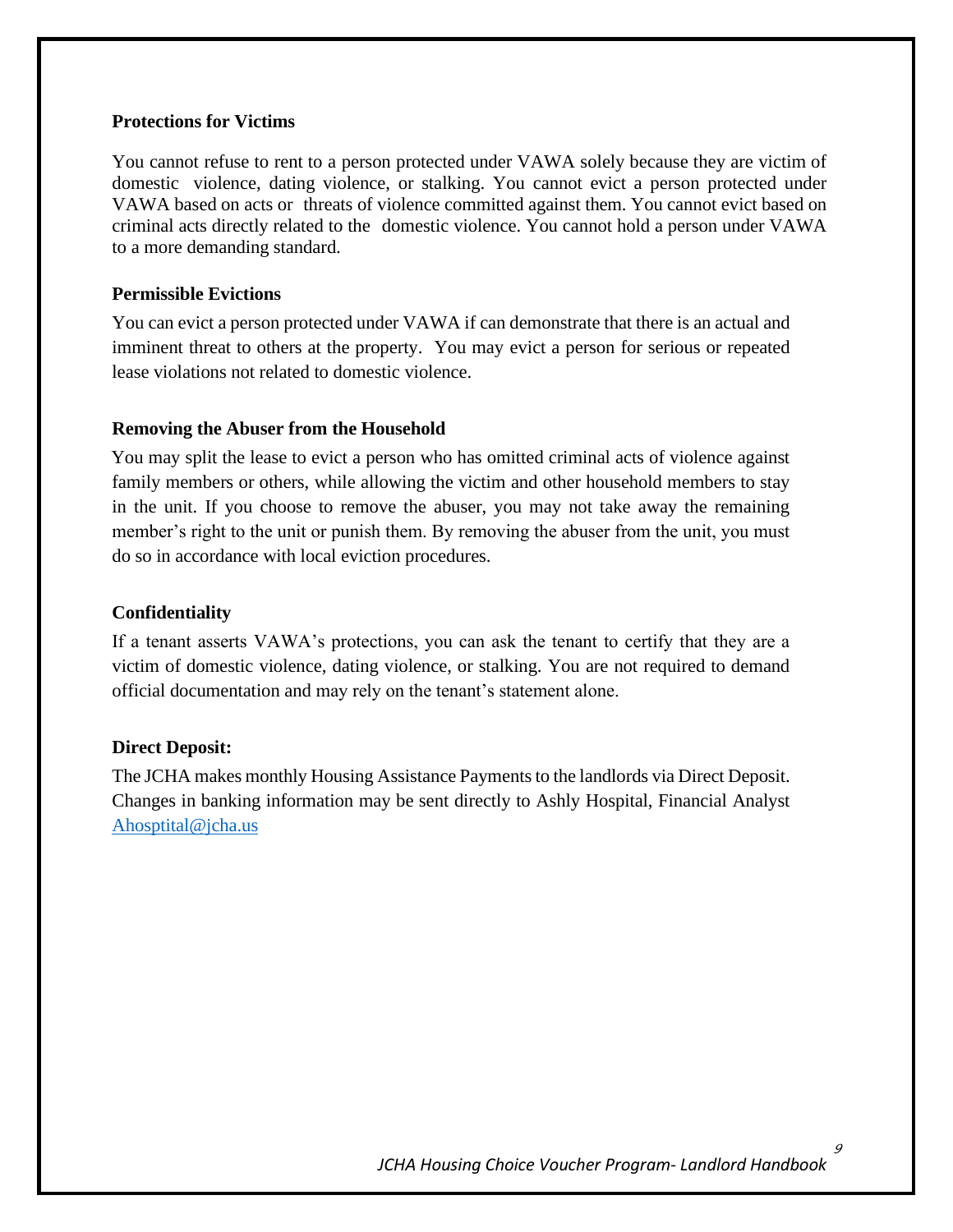**Protections for Victims**

You cannot refuse to rent to a person protected under VAWA solely because they are victim of domestic violence, dating violence, or stalking. You cannot evict a person protected under VAWA based on acts or threats of violence committed against them. You cannot evict based on criminal acts directly related to the domestic violence. You cannot hold a person under VAWA to a more demanding standard.

**Permissible Evictions**

You can evict a person protected under VAWA if can demonstrate that there is an actual and imminent threat to others at the property. You may evict a person for serious or repeated lease violations not related to domestic violence.

**Removing the Abuser from the Household**

You may split the lease to evict a person who has omitted criminal acts of violence against family members or others, while allowing the victim and other household members to stay in the unit. If you choose to remove the abuser, you may not take away the remaining member's right to the unit or punish them. By removing the abuser from the unit, you must do so in accordance with local eviction procedures.

**Confidentiality**

If a tenant asserts VAWA's protections, you can ask the tenant to certify that they are a victim of domestic violence, dating violence, or stalking. You are not required to demand official documentation and may rely on the tenant's statement alone.

**Direct Deposit:**

The JCHA makes monthly Housing Assistance Payments to the landlords via Direct Deposit. Changes in banking information may be sent directly to Ashly Hospital, Financial Analyst Ahosptital@jcha.us